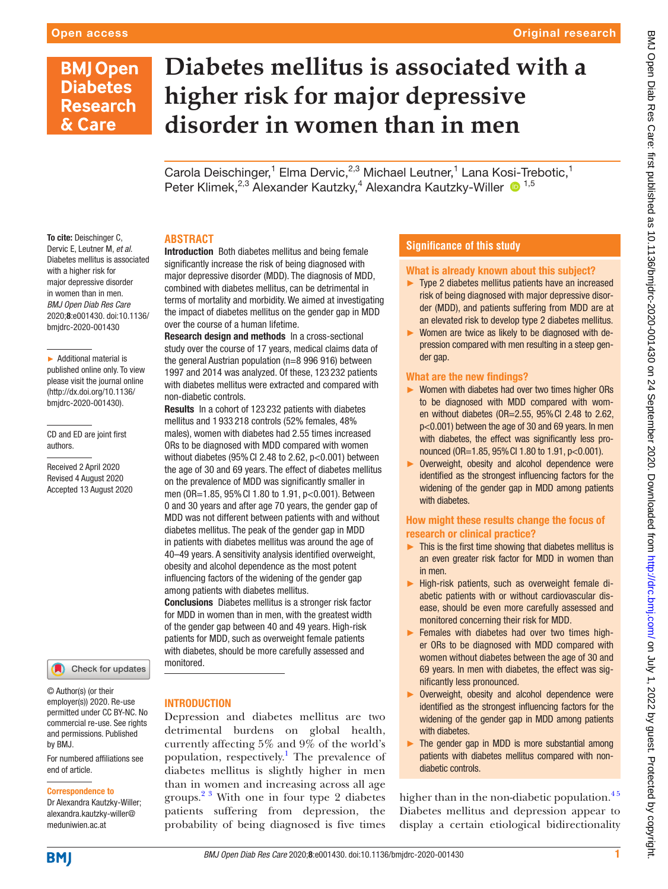# Diabetes mellitus is associated with a higher risk for major depressive disorder in women than in men

Carola Deischinger,[1] Elma Dervic,[2,3] Michael Leutner,[1] Lana Kosi-Trebotic,[1] Peter Klimek,[2,3] Alexander Kautzky,[4] Alexandra Kautzky-Willer [1,5]

**To cite:** Deischinger C, Dervic E, Leutner M, *et al*. Diabetes mellitus is associated with a higher risk for major depressive disorder in women than in men. *BMJ Open Diab Res Care* 2020;**8**:e001430. doi:10.1136/bmjdrc-2020-001430

► Additional material is published online only. To view please visit the journal online (http://dx.doi.org/10.1136/bmjdrc-2020-001430).

CD and ED are joint first authors.

Received 2 April 2020
Revised 4 August 2020
Accepted 13 August 2020

© Author(s) (or their employer(s)) 2020. Re-use permitted under CC BY-NC. No commercial re-use. See rights and permissions. Published by BMJ.

For numbered affiliations see end of article.

**Correspondence to**
Dr Alexandra Kautzky-Willer; alexandra.kautzky-willer@meduniwien.ac.at

## ABSTRACT

**Introduction** Both diabetes mellitus and being female significantly increase the risk of being diagnosed with major depressive disorder (MDD). The diagnosis of MDD, combined with diabetes mellitus, can be detrimental in terms of mortality and morbidity. We aimed at investigating the impact of diabetes mellitus on the gender gap in MDD over the course of a human lifetime.

**Research design and methods** In a cross-sectional study over the course of 17 years, medical claims data of the general Austrian population (n=8 996 916) between 1997 and 2014 was analyzed. Of these, 123 232 patients with diabetes mellitus were extracted and compared with non-diabetic controls.

**Results** In a cohort of 123 232 patients with diabetes mellitus and 1 933 218 controls (52% females, 48% males), women with diabetes had 2.55 times increased ORs to be diagnosed with MDD compared with women without diabetes (95% CI 2.48 to 2.62, p<0.001) between the age of 30 and 69 years. The effect of diabetes mellitus on the prevalence of MDD was significantly smaller in men (OR=1.85, 95% CI 1.80 to 1.91, p<0.001). Between 0 and 30 years and after age 70 years, the gender gap of MDD was not different between patients with and without diabetes mellitus. The peak of the gender gap in MDD in patients with diabetes mellitus was around the age of 40–49 years. A sensitivity analysis identified overweight, obesity and alcohol dependence as the most potent influencing factors of the widening of the gender gap among patients with diabetes mellitus.

**Conclusions** Diabetes mellitus is a stronger risk factor for MDD in women than in men, with the greatest width of the gender gap between 40 and 49 years. High-risk patients for MDD, such as overweight female patients with diabetes, should be more carefully assessed and monitored.

## Significance of this study

### What is already known about this subject?

- ► Type 2 diabetes mellitus patients have an increased risk of being diagnosed with major depressive disorder (MDD), and patients suffering from MDD are at an elevated risk to develop type 2 diabetes mellitus.
- ► Women are twice as likely to be diagnosed with depression compared with men resulting in a steep gender gap.

### What are the new findings?

- ► Women with diabetes had over two times higher ORs to be diagnosed with MDD compared with women without diabetes (OR=2.55, 95% CI 2.48 to 2.62, p<0.001) between the age of 30 and 69 years. In men with diabetes, the effect was significantly less pronounced (OR=1.85, 95% CI 1.80 to 1.91, p<0.001).
- ► Overweight, obesity and alcohol dependence were identified as the strongest influencing factors for the widening of the gender gap in MDD among patients with diabetes.

### How might these results change the focus of research or clinical practice?

- ► This is the first time showing that diabetes mellitus is an even greater risk factor for MDD in women than in men.
- ► High-risk patients, such as overweight female diabetic patients with or without cardiovascular disease, should be even more carefully assessed and monitored concerning their risk for MDD.
- ► Females with diabetes had over two times higher ORs to be diagnosed with MDD compared with women without diabetes between the age of 30 and 69 years. In men with diabetes, the effect was significantly less pronounced.
- ► Overweight, obesity and alcohol dependence were identified as the strongest influencing factors for the widening of the gender gap in MDD among patients with diabetes.
- ► The gender gap in MDD is more substantial among patients with diabetes mellitus compared with non-diabetic controls.

## INTRODUCTION

Depression and diabetes mellitus are two detrimental burdens on global health, currently affecting 5% and 9% of the world's population, respectively.[1] The prevalence of diabetes mellitus is slightly higher in men than in women and increasing across all age groups.[2,3] With one in four type 2 diabetes patients suffering from depression, the probability of being diagnosed is five times higher than in the non-diabetic population.[4,5] Diabetes mellitus and depression appear to display a certain etiological bidirectionality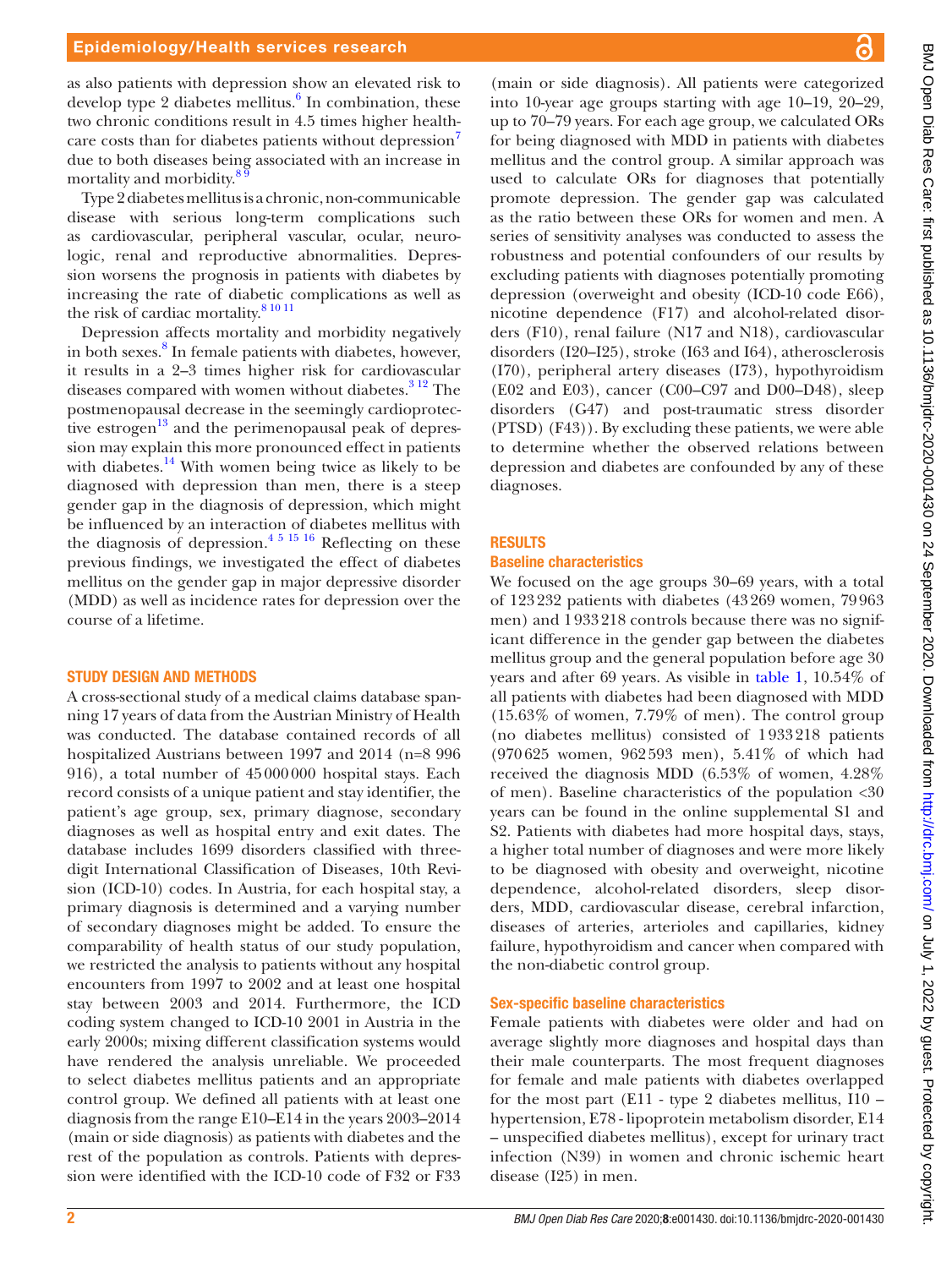as also patients with depression show an elevated risk to develop type 2 diabetes mellitus.[6] In combination, these two chronic conditions result in 4.5 times higher health-care costs than for diabetes patients without depression[7] due to both diseases being associated with an increase in mortality and morbidity.[8 9]

Type 2 diabetes mellitus is a chronic, non-communicable disease with serious long-term complications such as cardiovascular, peripheral vascular, ocular, neurologic, renal and reproductive abnormalities. Depression worsens the prognosis in patients with diabetes by increasing the rate of diabetic complications as well as the risk of cardiac mortality.[8 10 11]

Depression affects mortality and morbidity negatively in both sexes.[8] In female patients with diabetes, however, it results in a 2–3 times higher risk for cardiovascular diseases compared with women without diabetes.[3 12] The postmenopausal decrease in the seemingly cardioprotective estrogen[13] and the perimenopausal peak of depression may explain this more pronounced effect in patients with diabetes.[14] With women being twice as likely to be diagnosed with depression than men, there is a steep gender gap in the diagnosis of depression, which might be influenced by an interaction of diabetes mellitus with the diagnosis of depression.[4 5 15 16] Reflecting on these previous findings, we investigated the effect of diabetes mellitus on the gender gap in major depressive disorder (MDD) as well as incidence rates for depression over the course of a lifetime.

## STUDY DESIGN AND METHODS

A cross-sectional study of a medical claims database spanning 17 years of data from the Austrian Ministry of Health was conducted. The database contained records of all hospitalized Austrians between 1997 and 2014 (n=8 996 916), a total number of 45 000 000 hospital stays. Each record consists of a unique patient and stay identifier, the patient's age group, sex, primary diagnose, secondary diagnoses as well as hospital entry and exit dates. The database includes 1699 disorders classified with three-digit International Classification of Diseases, 10th Revision (ICD-10) codes. In Austria, for each hospital stay, a primary diagnosis is determined and a varying number of secondary diagnoses might be added. To ensure the comparability of health status of our study population, we restricted the analysis to patients without any hospital encounters from 1997 to 2002 and at least one hospital stay between 2003 and 2014. Furthermore, the ICD coding system changed to ICD-10 2001 in Austria in the early 2000s; mixing different classification systems would have rendered the analysis unreliable. We proceeded to select diabetes mellitus patients and an appropriate control group. We defined all patients with at least one diagnosis from the range E10–E14 in the years 2003–2014 (main or side diagnosis) as patients with diabetes and the rest of the population as controls. Patients with depression were identified with the ICD-10 code of F32 or F33 (main or side diagnosis). All patients were categorized into 10-year age groups starting with age 10–19, 20–29, up to 70–79 years. For each age group, we calculated ORs for being diagnosed with MDD in patients with diabetes mellitus and the control group. A similar approach was used to calculate ORs for diagnoses that potentially promote depression. The gender gap was calculated as the ratio between these ORs for women and men. A series of sensitivity analyses was conducted to assess the robustness and potential confounders of our results by excluding patients with diagnoses potentially promoting depression (overweight and obesity (ICD-10 code E66), nicotine dependence (F17) and alcohol-related disorders (F10), renal failure (N17 and N18), cardiovascular disorders (I20–I25), stroke (I63 and I64), atherosclerosis (I70), peripheral artery diseases (I73), hypothyroidism (E02 and E03), cancer (C00–C97 and D00–D48), sleep disorders (G47) and post-traumatic stress disorder (PTSD) (F43)). By excluding these patients, we were able to determine whether the observed relations between depression and diabetes are confounded by any of these diagnoses.

## RESULTS

### Baseline characteristics

We focused on the age groups 30–69 years, with a total of 123 232 patients with diabetes (43 269 women, 79 963 men) and 1 933 218 controls because there was no significant difference in the gender gap between the diabetes mellitus group and the general population before age 30 years and after 69 years. As visible in table 1, 10.54% of all patients with diabetes had been diagnosed with MDD (15.63% of women, 7.79% of men). The control group (no diabetes mellitus) consisted of 1 933 218 patients (970 625 women, 962 593 men), 5.41% of which had received the diagnosis MDD (6.53% of women, 4.28% of men). Baseline characteristics of the population <30 years can be found in the online supplemental S1 and S2. Patients with diabetes had more hospital days, stays, a higher total number of diagnoses and were more likely to be diagnosed with obesity and overweight, nicotine dependence, alcohol-related disorders, sleep disorders, MDD, cardiovascular disease, cerebral infarction, diseases of arteries, arterioles and capillaries, kidney failure, hypothyroidism and cancer when compared with the non-diabetic control group.

### Sex-specific baseline characteristics

Female patients with diabetes were older and had on average slightly more diagnoses and hospital days than their male counterparts. The most frequent diagnoses for female and male patients with diabetes overlapped for the most part (E11 - type 2 diabetes mellitus, I10 – hypertension, E78 - lipoprotein metabolism disorder, E14 – unspecified diabetes mellitus), except for urinary tract infection (N39) in women and chronic ischemic heart disease (I25) in men.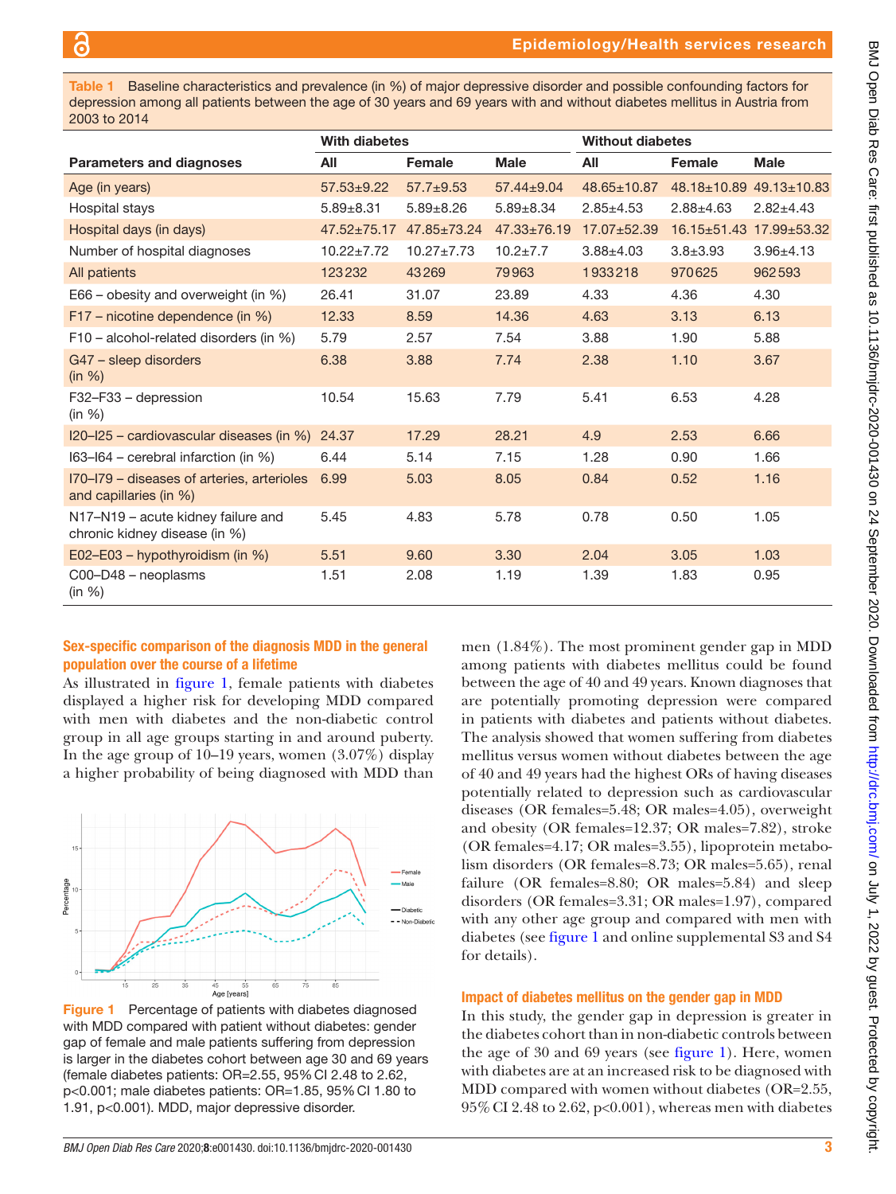**Table 1** Baseline characteristics and prevalence (in %) of major depressive disorder and possible confounding factors for depression among all patients between the age of 30 years and 69 years with and without diabetes mellitus in Austria from 2003 to 2014

| | With diabetes | | | Without diabetes | | |
|---|---|---|---|---|---|---|
| Parameters and diagnoses | All | Female | Male | All | Female | Male |
| Age (in years) | 57.53±9.22 | 57.7±9.53 | 57.44±9.04 | 48.65±10.87 | 48.18±10.89 | 49.13±10.83 |
| Hospital stays | 5.89±8.31 | 5.89±8.26 | 5.89±8.34 | 2.85±4.53 | 2.88±4.63 | 2.82±4.43 |
| Hospital days (in days) | 47.52±75.17 | 47.85±73.24 | 47.33±76.19 | 17.07±52.39 | 16.15±51.43 | 17.99±53.32 |
| Number of hospital diagnoses | 10.22±7.72 | 10.27±7.73 | 10.2±7.7 | 3.88±4.03 | 3.8±3.93 | 3.96±4.13 |
| All patients | 123232 | 43269 | 79963 | 1933218 | 970625 | 962593 |
| E66 – obesity and overweight (in %) | 26.41 | 31.07 | 23.89 | 4.33 | 4.36 | 4.30 |
| F17 – nicotine dependence (in %) | 12.33 | 8.59 | 14.36 | 4.63 | 3.13 | 6.13 |
| F10 – alcohol-related disorders (in %) | 5.79 | 2.57 | 7.54 | 3.88 | 1.90 | 5.88 |
| G47 – sleep disorders (in %) | 6.38 | 3.88 | 7.74 | 2.38 | 1.10 | 3.67 |
| F32–F33 – depression (in %) | 10.54 | 15.63 | 7.79 | 5.41 | 6.53 | 4.28 |
| I20–I25 – cardiovascular diseases (in %) | 24.37 | 17.29 | 28.21 | 4.9 | 2.53 | 6.66 |
| I63–I64 – cerebral infarction (in %) | 6.44 | 5.14 | 7.15 | 1.28 | 0.90 | 1.66 |
| I70–I79 – diseases of arteries, arterioles and capillaries (in %) | 6.99 | 5.03 | 8.05 | 0.84 | 0.52 | 1.16 |
| N17–N19 – acute kidney failure and chronic kidney disease (in %) | 5.45 | 4.83 | 5.78 | 0.78 | 0.50 | 1.05 |
| E02–E03 – hypothyroidism (in %) | 5.51 | 9.60 | 3.30 | 2.04 | 3.05 | 1.03 |
| C00–D48 – neoplasms (in %) | 1.51 | 2.08 | 1.19 | 1.39 | 1.83 | 0.95 |

### Sex-specific comparison of the diagnosis MDD in the general population over the course of a lifetime

As illustrated in figure 1, female patients with diabetes displayed a higher risk for developing MDD compared with men with diabetes and the non-diabetic control group in all age groups starting in and around puberty. In the age group of 10–19 years, women (3.07%) display a higher probability of being diagnosed with MDD than men (1.84%). The most prominent gender gap in MDD among patients with diabetes mellitus could be found between the age of 40 and 49 years. Known diagnoses that are potentially promoting depression were compared in patients with diabetes and patients without diabetes. The analysis showed that women suffering from diabetes mellitus versus women without diabetes between the age of 40 and 49 years had the highest ORs of having diseases potentially related to depression such as cardiovascular diseases (OR females=5.48; OR males=4.05), overweight and obesity (OR females=12.37; OR males=7.82), stroke (OR females=4.17; OR males=3.55), lipoprotein metabolism disorders (OR females=8.73; OR males=5.65), renal failure (OR females=8.80; OR males=5.84) and sleep disorders (OR females=3.31; OR males=1.97), compared with any other age group and compared with men with diabetes (see figure 1 and online supplemental S3 and S4 for details).

Figure 1 Percentage of patients with diabetes diagnosed with MDD compared with patient without diabetes: gender gap of female and male patients suffering from depression is larger in the diabetes cohort between age 30 and 69 years (female diabetes patients: OR=2.55, 95% CI 2.48 to 2.62, p<0.001; male diabetes patients: OR=1.85, 95% CI 1.80 to 1.91, p<0.001). MDD, major depressive disorder.

### Impact of diabetes mellitus on the gender gap in MDD

In this study, the gender gap in depression is greater in the diabetes cohort than in non-diabetic controls between the age of 30 and 69 years (see figure 1). Here, women with diabetes are at an increased risk to be diagnosed with MDD compared with women without diabetes (OR=2.55, 95% CI 2.48 to 2.62, p<0.001), whereas men with diabetes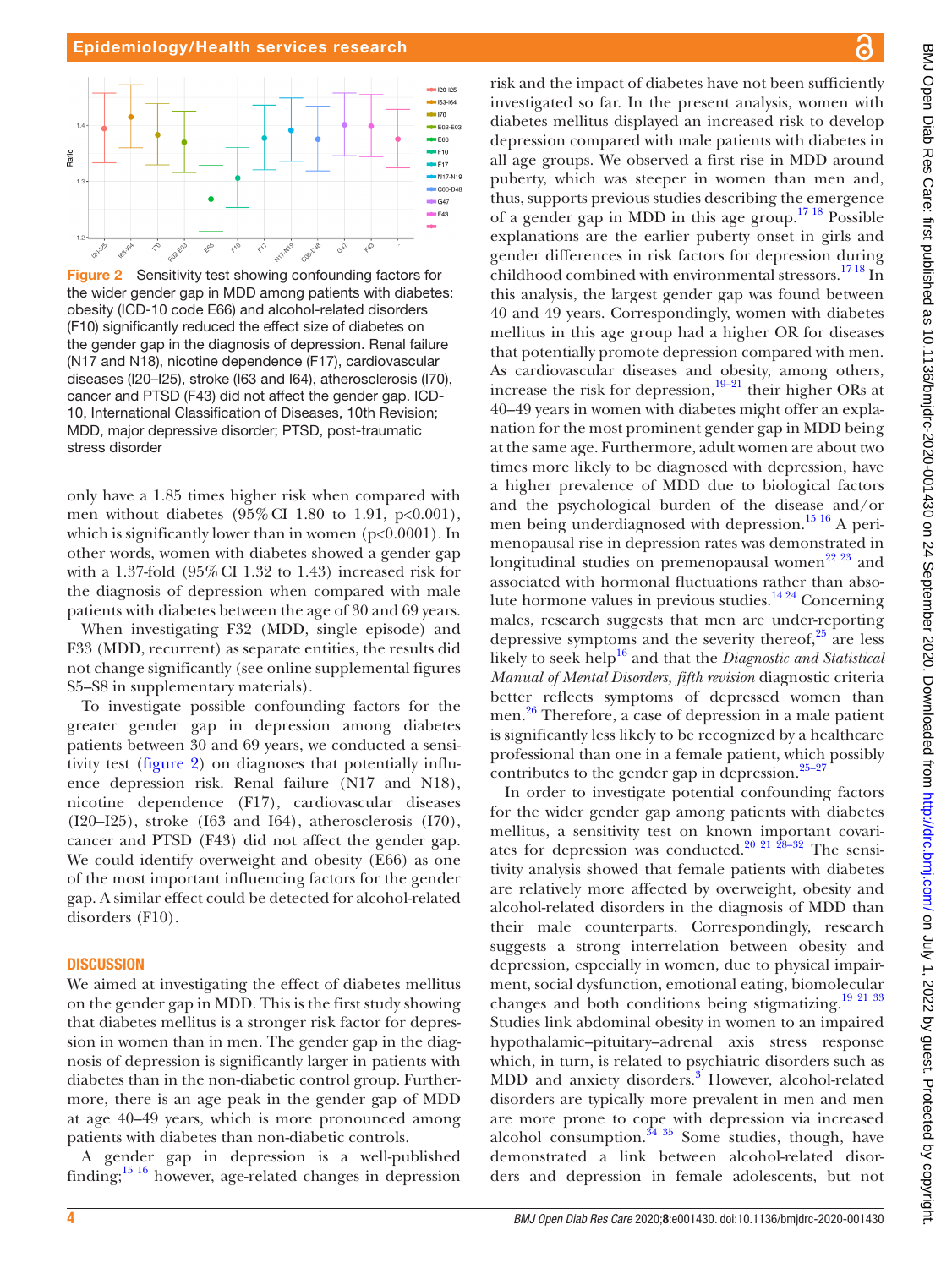**Figure 2** Sensitivity test showing confounding factors for the wider gender gap in MDD among patients with diabetes: obesity (ICD-10 code E66) and alcohol-related disorders (F10) significantly reduced the effect size of diabetes on the gender gap in the diagnosis of depression. Renal failure (N17 and N18), nicotine dependence (F17), cardiovascular diseases (I20–I25), stroke (I63 and I64), atherosclerosis (I70), cancer and PTSD (F43) did not affect the gender gap. ICD-10, International Classification of Diseases, 10th Revision; MDD, major depressive disorder; PTSD, post-traumatic stress disorder

only have a 1.85 times higher risk when compared with men without diabetes (95% CI 1.80 to 1.91, p<0.001), which is significantly lower than in women (p<0.0001). In other words, women with diabetes showed a gender gap with a 1.37-fold (95% CI 1.32 to 1.43) increased risk for the diagnosis of depression when compared with male patients with diabetes between the age of 30 and 69 years.

When investigating F32 (MDD, single episode) and F33 (MDD, recurrent) as separate entities, the results did not change significantly (see online supplemental figures S5–S8 in supplementary materials).

To investigate possible confounding factors for the greater gender gap in depression among diabetes patients between 30 and 69 years, we conducted a sensitivity test (figure 2) on diagnoses that potentially influence depression risk. Renal failure (N17 and N18), nicotine dependence (F17), cardiovascular diseases (I20–I25), stroke (I63 and I64), atherosclerosis (I70), cancer and PTSD (F43) did not affect the gender gap. We could identify overweight and obesity (E66) as one of the most important influencing factors for the gender gap. A similar effect could be detected for alcohol-related disorders (F10).

## DISCUSSION

We aimed at investigating the effect of diabetes mellitus on the gender gap in MDD. This is the first study showing that diabetes mellitus is a stronger risk factor for depression in women than in men. The gender gap in the diagnosis of depression is significantly larger in patients with diabetes than in the non-diabetic control group. Furthermore, there is an age peak in the gender gap of MDD at age 40–49 years, which is more pronounced among patients with diabetes than non-diabetic controls.

A gender gap in depression is a well-published finding;[15 16] however, age-related changes in depression risk and the impact of diabetes have not been sufficiently investigated so far. In the present analysis, women with diabetes mellitus displayed an increased risk to develop depression compared with male patients with diabetes in all age groups. We observed a first rise in MDD around puberty, which was steeper in women than men and, thus, supports previous studies describing the emergence of a gender gap in MDD in this age group.[17 18] Possible explanations are the earlier puberty onset in girls and gender differences in risk factors for depression during childhood combined with environmental stressors.[17 18] In this analysis, the largest gender gap was found between 40 and 49 years. Correspondingly, women with diabetes mellitus in this age group had a higher OR for diseases that potentially promote depression compared with men. As cardiovascular diseases and obesity, among others, increase the risk for depression,[19–21] their higher ORs at 40–49 years in women with diabetes might offer an explanation for the most prominent gender gap in MDD being at the same age. Furthermore, adult women are about two times more likely to be diagnosed with depression, have a higher prevalence of MDD due to biological factors and the psychological burden of the disease and/or men being underdiagnosed with depression.[15 16] A perimenopausal rise in depression rates was demonstrated in longitudinal studies on premenopausal women[22 23] and associated with hormonal fluctuations rather than absolute hormone values in previous studies.[14 24] Concerning males, research suggests that men are under-reporting depressive symptoms and the severity thereof,[25] are less likely to seek help[16] and that the *Diagnostic and Statistical Manual of Mental Disorders, fifth revision* diagnostic criteria better reflects symptoms of depressed women than men.[26] Therefore, a case of depression in a male patient is significantly less likely to be recognized by a healthcare professional than one in a female patient, which possibly contributes to the gender gap in depression.[25–27]

In order to investigate potential confounding factors for the wider gender gap among patients with diabetes mellitus, a sensitivity test on known important covariates for depression was conducted.[20 21 28–32] The sensitivity analysis showed that female patients with diabetes are relatively more affected by overweight, obesity and alcohol-related disorders in the diagnosis of MDD than their male counterparts. Correspondingly, research suggests a strong interrelation between obesity and depression, especially in women, due to physical impairment, social dysfunction, emotional eating, biomolecular changes and both conditions being stigmatizing.[19 21 33] Studies link abdominal obesity in women to an impaired hypothalamic–pituitary–adrenal axis stress response which, in turn, is related to psychiatric disorders such as MDD and anxiety disorders.[3] However, alcohol-related disorders are typically more prevalent in men and men are more prone to cope with depression via increased alcohol consumption.[34 35] Some studies, though, have demonstrated a link between alcohol-related disorders and depression in female adolescents, but not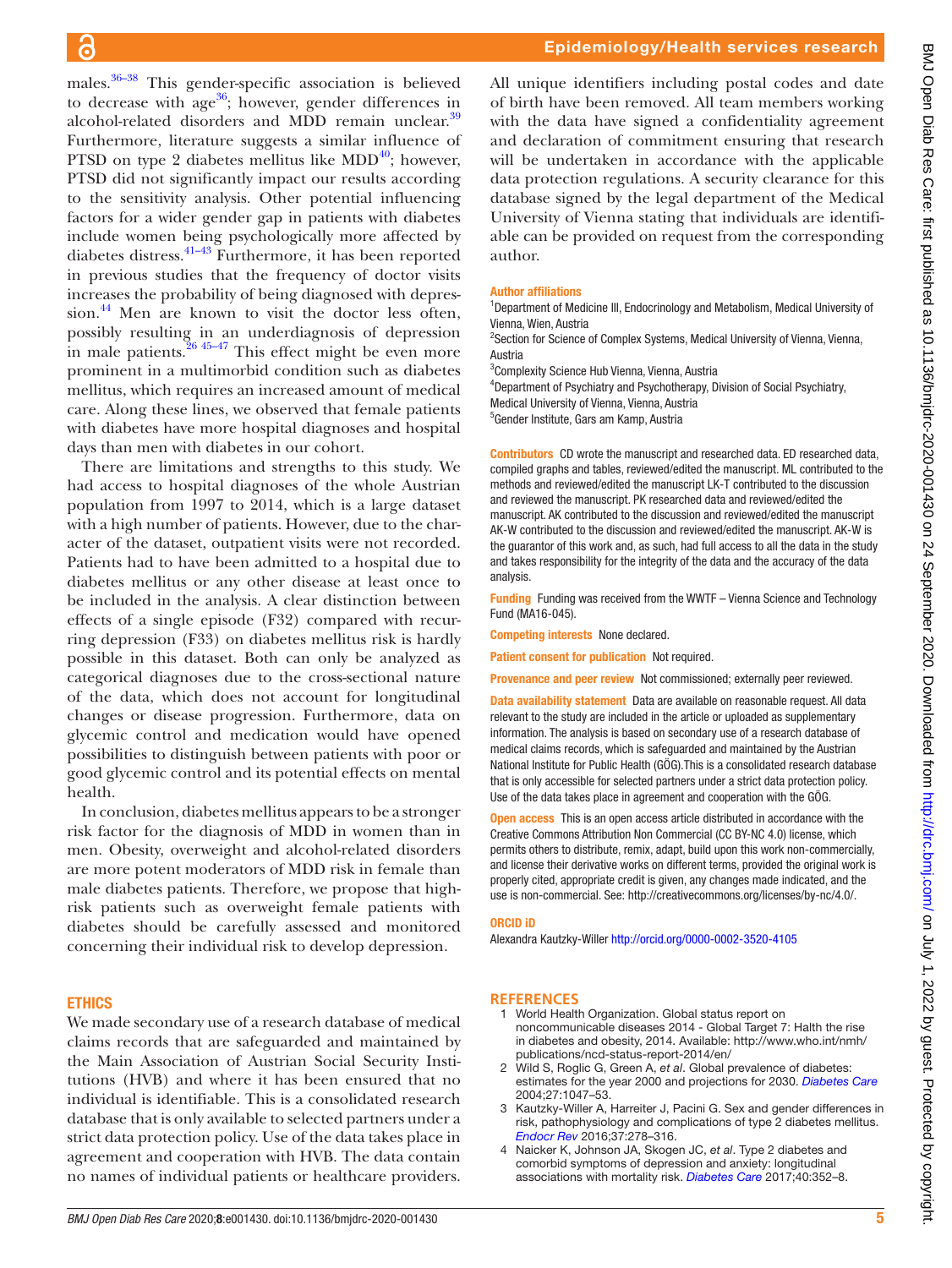males.[36–38] This gender-specific association is believed to decrease with age[36]; however, gender differences in alcohol-related disorders and MDD remain unclear.[39] Furthermore, literature suggests a similar influence of PTSD on type 2 diabetes mellitus like MDD[40]; however, PTSD did not significantly impact our results according to the sensitivity analysis. Other potential influencing factors for a wider gender gap in patients with diabetes include women being psychologically more affected by diabetes distress.[41–43] Furthermore, it has been reported in previous studies that the frequency of doctor visits increases the probability of being diagnosed with depression.[44] Men are known to visit the doctor less often, possibly resulting in an underdiagnosis of depression in male patients.[26 45–47] This effect might be even more prominent in a multimorbid condition such as diabetes mellitus, which requires an increased amount of medical care. Along these lines, we observed that female patients with diabetes have more hospital diagnoses and hospital days than men with diabetes in our cohort.

There are limitations and strengths to this study. We had access to hospital diagnoses of the whole Austrian population from 1997 to 2014, which is a large dataset with a high number of patients. However, due to the character of the dataset, outpatient visits were not recorded. Patients had to have been admitted to a hospital due to diabetes mellitus or any other disease at least once to be included in the analysis. A clear distinction between effects of a single episode (F32) compared with recurring depression (F33) on diabetes mellitus risk is hardly possible in this dataset. Both can only be analyzed as categorical diagnoses due to the cross-sectional nature of the data, which does not account for longitudinal changes or disease progression. Furthermore, data on glycemic control and medication would have opened possibilities to distinguish between patients with poor or good glycemic control and its potential effects on mental health.

In conclusion, diabetes mellitus appears to be a stronger risk factor for the diagnosis of MDD in women than in men. Obesity, overweight and alcohol-related disorders are more potent moderators of MDD risk in female than male diabetes patients. Therefore, we propose that high-risk patients such as overweight female patients with diabetes should be carefully assessed and monitored concerning their individual risk to develop depression.

## ETHICS

We made secondary use of a research database of medical claims records that are safeguarded and maintained by the Main Association of Austrian Social Security Institutions (HVB) and where it has been ensured that no individual is identifiable. This is a consolidated research database that is only available to selected partners under a strict data protection policy. Use of the data takes place in agreement and cooperation with HVB. The data contain no names of individual patients or healthcare providers. All unique identifiers including postal codes and date of birth have been removed. All team members working with the data have signed a confidentiality agreement and declaration of commitment ensuring that research will be undertaken in accordance with the applicable data protection regulations. A security clearance for this database signed by the legal department of the Medical University of Vienna stating that individuals are identifiable can be provided on request from the corresponding author.

**Author affiliations**
[1]Department of Medicine III, Endocrinology and Metabolism, Medical University of Vienna, Wien, Austria
[2]Section for Science of Complex Systems, Medical University of Vienna, Vienna, Austria
[3]Complexity Science Hub Vienna, Vienna, Austria
[4]Department of Psychiatry and Psychotherapy, Division of Social Psychiatry, Medical University of Vienna, Vienna, Austria
[5]Gender Institute, Gars am Kamp, Austria

**Contributors** CD wrote the manuscript and researched data. ED researched data, compiled graphs and tables, reviewed/edited the manuscript. ML contributed to the methods and reviewed/edited the manuscript LK-T contributed to the discussion and reviewed the manuscript. PK researched data and reviewed/edited the manuscript. AK contributed to the discussion and reviewed/edited the manuscript AK-W contributed to the discussion and reviewed/edited the manuscript. AK-W is the guarantor of this work and, as such, had full access to all the data in the study and takes responsibility for the integrity of the data and the accuracy of the data analysis.

**Funding** Funding was received from the WWTF – Vienna Science and Technology Fund (MA16-045).

**Competing interests** None declared.

**Patient consent for publication** Not required.

**Provenance and peer review** Not commissioned; externally peer reviewed.

**Data availability statement** Data are available on reasonable request. All data relevant to the study are included in the article or uploaded as supplementary information. The analysis is based on secondary use of a research database of medical claims records, which is safeguarded and maintained by the Austrian National Institute for Public Health (GÖG).This is a consolidated research database that is only accessible for selected partners under a strict data protection policy. Use of the data takes place in agreement and cooperation with the GÖG.

**Open access** This is an open access article distributed in accordance with the Creative Commons Attribution Non Commercial (CC BY-NC 4.0) license, which permits others to distribute, remix, adapt, build upon this work non-commercially, and license their derivative works on different terms, provided the original work is properly cited, appropriate credit is given, any changes made indicated, and the use is non-commercial. See: http://creativecommons.org/licenses/by-nc/4.0/.

**ORCID iD**
Alexandra Kautzky-Willer http://orcid.org/0000-0002-3520-4105

## REFERENCES

1. World Health Organization. Global status report on noncommunicable diseases 2014 - Global Target 7: Halth the rise in diabetes and obesity, 2014. Available: http://www.who.int/nmh/publications/ncd-status-report-2014/en/
2. Wild S, Roglic G, Green A, *et al*. Global prevalence of diabetes: estimates for the year 2000 and projections for 2030. *Diabetes Care* 2004;27:1047–53.
3. Kautzky-Willer A, Harreiter J, Pacini G. Sex and gender differences in risk, pathophysiology and complications of type 2 diabetes mellitus. *Endocr Rev* 2016;37:278–316.
4. Naicker K, Johnson JA, Skogen JC, *et al*. Type 2 diabetes and comorbid symptoms of depression and anxiety: longitudinal associations with mortality risk. *Diabetes Care* 2017;40:352–8.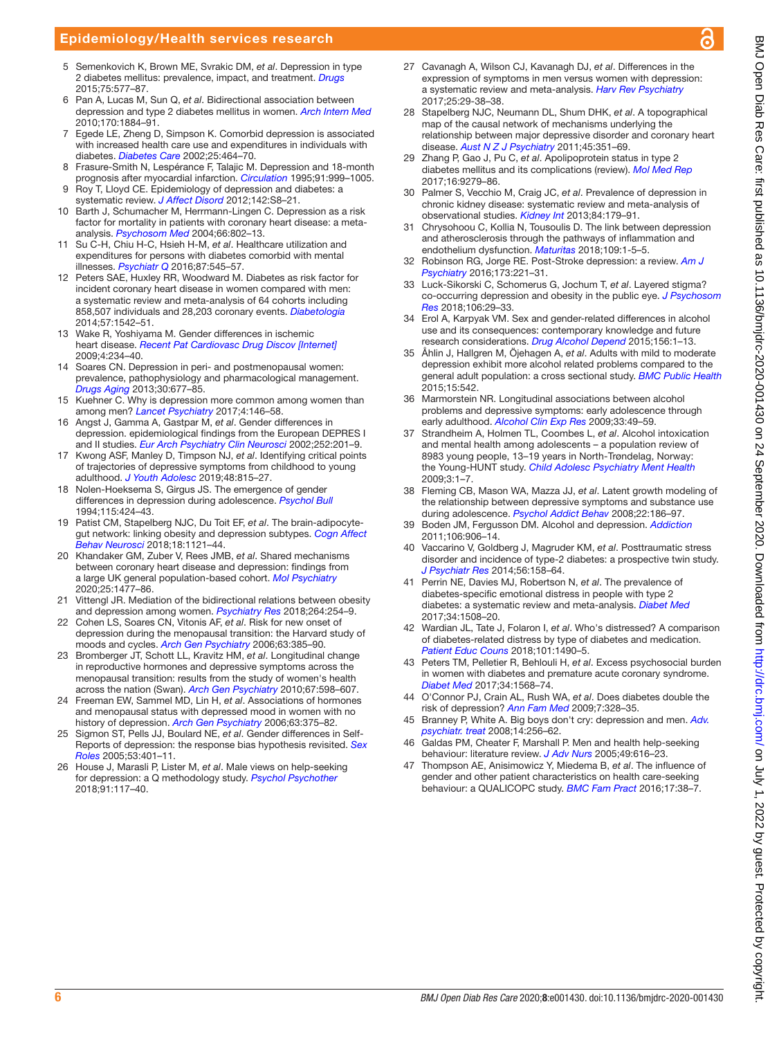5. Semenkovich K, Brown ME, Svrakic DM, *et al*. Depression in type 2 diabetes mellitus: prevalence, impact, and treatment. *Drugs* 2015;75:577–87.
6. Pan A, Lucas M, Sun Q, *et al*. Bidirectional association between depression and type 2 diabetes mellitus in women. *Arch Intern Med* 2010;170:1884–91.
7. Egede LE, Zheng D, Simpson K. Comorbid depression is associated with increased health care use and expenditures in individuals with diabetes. *Diabetes Care* 2002;25:464–70.
8. Frasure-Smith N, Lespérance F, Talajic M. Depression and 18-month prognosis after myocardial infarction. *Circulation* 1995;91:999–1005.
9. Roy T, Lloyd CE. Epidemiology of depression and diabetes: a systematic review. *J Affect Disord* 2012;142:S8–21.
10. Barth J, Schumacher M, Herrmann-Lingen C. Depression as a risk factor for mortality in patients with coronary heart disease: a meta-analysis. *Psychosom Med* 2004;66:802–13.
11. Su C-H, Chiu H-C, Hsieh H-M, *et al*. Healthcare utilization and expenditures for persons with diabetes comorbid with mental illnesses. *Psychiatr Q* 2016;87:545–57.
12. Peters SAE, Huxley RR, Woodward M. Diabetes as risk factor for incident coronary heart disease in women compared with men: a systematic review and meta-analysis of 64 cohorts including 858,507 individuals and 28,203 coronary events. *Diabetologia* 2014;57:1542–51.
13. Wake R, Yoshiyama M. Gender differences in ischemic heart disease. *Recent Pat Cardiovasc Drug Discov [Internet]* 2009;4:234–40.
14. Soares CN. Depression in peri- and postmenopausal women: prevalence, pathophysiology and pharmacological management. *Drugs Aging* 2013;30:677–85.
15. Kuehner C. Why is depression more common among women than among men? *Lancet Psychiatry* 2017;4:146–58.
16. Angst J, Gamma A, Gastpar M, *et al*. Gender differences in depression. epidemiological findings from the European DEPRES I and II studies. *Eur Arch Psychiatry Clin Neurosci* 2002;252:201–9.
17. Kwong ASF, Manley D, Timpson NJ, *et al*. Identifying critical points of trajectories of depressive symptoms from childhood to young adulthood. *J Youth Adolesc* 2019;48:815–27.
18. Nolen-Hoeksema S, Girgus JS. The emergence of gender differences in depression during adolescence. *Psychol Bull* 1994;115:424–43.
19. Patist CM, Stapelberg NJC, Du Toit EF, *et al*. The brain-adipocyte-gut network: linking obesity and depression subtypes. *Cogn Affect Behav Neurosci* 2018;18:1121–44.
20. Khandaker GM, Zuber V, Rees JMB, *et al*. Shared mechanisms between coronary heart disease and depression: findings from a large UK general population-based cohort. *Mol Psychiatry* 2020;25:1477–86.
21. Vittengl JR. Mediation of the bidirectional relations between obesity and depression among women. *Psychiatry Res* 2018;264:254–9.
22. Cohen LS, Soares CN, Vitonis AF, *et al*. Risk for new onset of depression during the menopausal transition: the Harvard study of moods and cycles. *Arch Gen Psychiatry* 2006;63:385–90.
23. Bromberger JT, Schott LL, Kravitz HM, *et al*. Longitudinal change in reproductive hormones and depressive symptoms across the menopausal transition: results from the study of women's health across the nation (Swan). *Arch Gen Psychiatry* 2010;67:598–607.
24. Freeman EW, Sammel MD, Lin H, *et al*. Associations of hormones and menopausal status with depressed mood in women with no history of depression. *Arch Gen Psychiatry* 2006;63:375–82.
25. Sigmon ST, Pells JJ, Boulard NE, *et al*. Gender differences in Self-Reports of depression: the response bias hypothesis revisited. *Sex Roles* 2005;53:401–11.
26. House J, Marasli P, Lister M, *et al*. Male views on help-seeking for depression: a Q methodology study. *Psychol Psychother* 2018;91:117–40.
27. Cavanagh A, Wilson CJ, Kavanagh DJ, *et al*. Differences in the expression of symptoms in men versus women with depression: a systematic review and meta-analysis. *Harv Rev Psychiatry* 2017;25:29–38–38.
28. Stapelberg NJC, Neumann DL, Shum DHK, *et al*. A topographical map of the causal network of mechanisms underlying the relationship between major depressive disorder and coronary heart disease. *Aust N Z J Psychiatry* 2011;45:351–69.
29. Zhang P, Gao J, Pu C, *et al*. Apolipoprotein status in type 2 diabetes mellitus and its complications (review). *Mol Med Rep* 2017;16:9279–86.
30. Palmer S, Vecchio M, Craig JC, *et al*. Prevalence of depression in chronic kidney disease: systematic review and meta-analysis of observational studies. *Kidney Int* 2013;84:179–91.
31. Chrysohoou C, Kollia N, Tousoulis D. The link between depression and atherosclerosis through the pathways of inflammation and endothelium dysfunction. *Maturitas* 2018;109:1–5–5.
32. Robinson RG, Jorge RE. Post-Stroke depression: a review. *Am J Psychiatry* 2016;173:221–31.
33. Luck-Sikorski C, Schomerus G, Jochum T, *et al*. Layered stigma? co-occurring depression and obesity in the public eye. *J Psychosom Res* 2018;106:29–33.
34. Erol A, Karpyak VM. Sex and gender-related differences in alcohol use and its consequences: contemporary knowledge and future research considerations. *Drug Alcohol Depend* 2015;156:1–13.
35. Åhlin J, Hallgren M, Öjehagen A, *et al*. Adults with mild to moderate depression exhibit more alcohol related problems compared to the general adult population: a cross sectional study. *BMC Public Health* 2015;15:542.
36. Marmorstein NR. Longitudinal associations between alcohol problems and depressive symptoms: early adolescence through early adulthood. *Alcohol Clin Exp Res* 2009;33:49–59.
37. Strandheim A, Holmen TL, Coombes L, *et al*. Alcohol intoxication and mental health among adolescents – a population review of 8983 young people, 13–19 years in North-Trøndelag, Norway: the Young-HUNT study. *Child Adolesc Psychiatry Ment Health* 2009;3:1–7.
38. Fleming CB, Mason WA, Mazza JJ, *et al*. Latent growth modeling of the relationship between depressive symptoms and substance use during adolescence. *Psychol Addict Behav* 2008;22:186–97.
39. Boden JM, Fergusson DM. Alcohol and depression. *Addiction* 2011;106:906–14.
40. Vaccarino V, Goldberg J, Magruder KM, *et al*. Posttraumatic stress disorder and incidence of type-2 diabetes: a prospective twin study. *J Psychiatr Res* 2014;56:158–64.
41. Perrin NE, Davies MJ, Robertson N, *et al*. The prevalence of diabetes-specific emotional distress in people with type 2 diabetes: a systematic review and meta-analysis. *Diabet Med* 2017;34:1508–20.
42. Wardian JL, Tate J, Folaron I, *et al*. Who's distressed? A comparison of diabetes-related distress by type of diabetes and medication. *Patient Educ Couns* 2018;101:1490–5.
43. Peters TM, Pelletier R, Behlouli H, *et al*. Excess psychosocial burden in women with diabetes and premature acute coronary syndrome. *Diabet Med* 2017;34:1568–74.
44. O'Connor PJ, Crain AL, Rush WA, *et al*. Does diabetes double the risk of depression? *Ann Fam Med* 2009;7:328–35.
45. Branney P, White A. Big boys don't cry: depression and men. *Adv. psychiatr. treat* 2008;14:256–62.
46. Galdas PM, Cheater F, Marshall P. Men and health help-seeking behaviour: literature review. *J Adv Nurs* 2005;49:616–23.
47. Thompson AE, Anisimowicz Y, Miedema B, *et al*. The influence of gender and other patient characteristics on health care-seeking behaviour: a QUALICOPC study. *BMC Fam Pract* 2016;17:38–7.